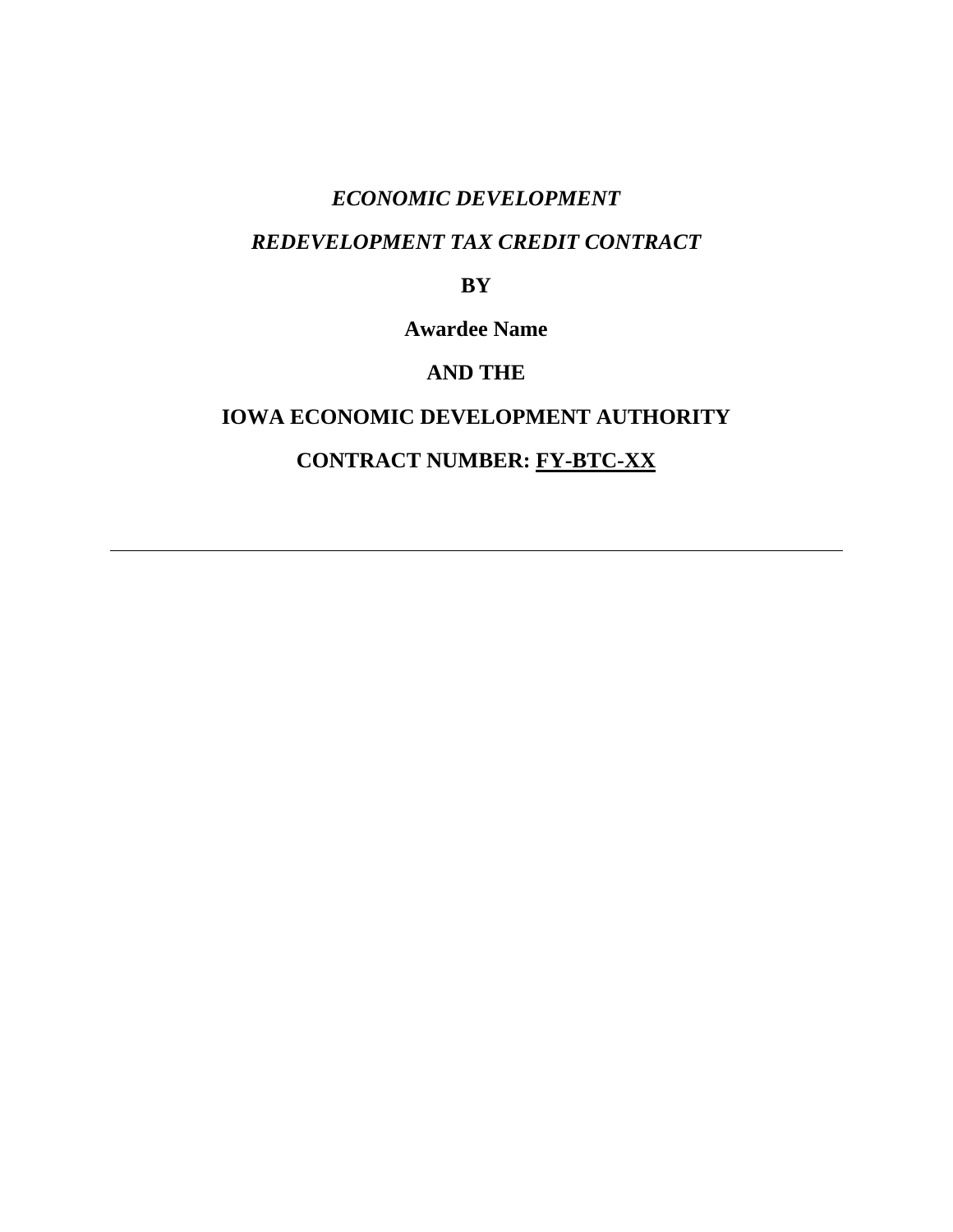***ECONOMIC DEVELOPMENT***

***REDEVELOPMENT TAX CREDIT CONTRACT***

**BY**

**Awardee Name**

**AND THE**

**IOWA ECONOMIC DEVELOPMENT AUTHORITY**

**CONTRACT NUMBER: FY-BTC-XX**

---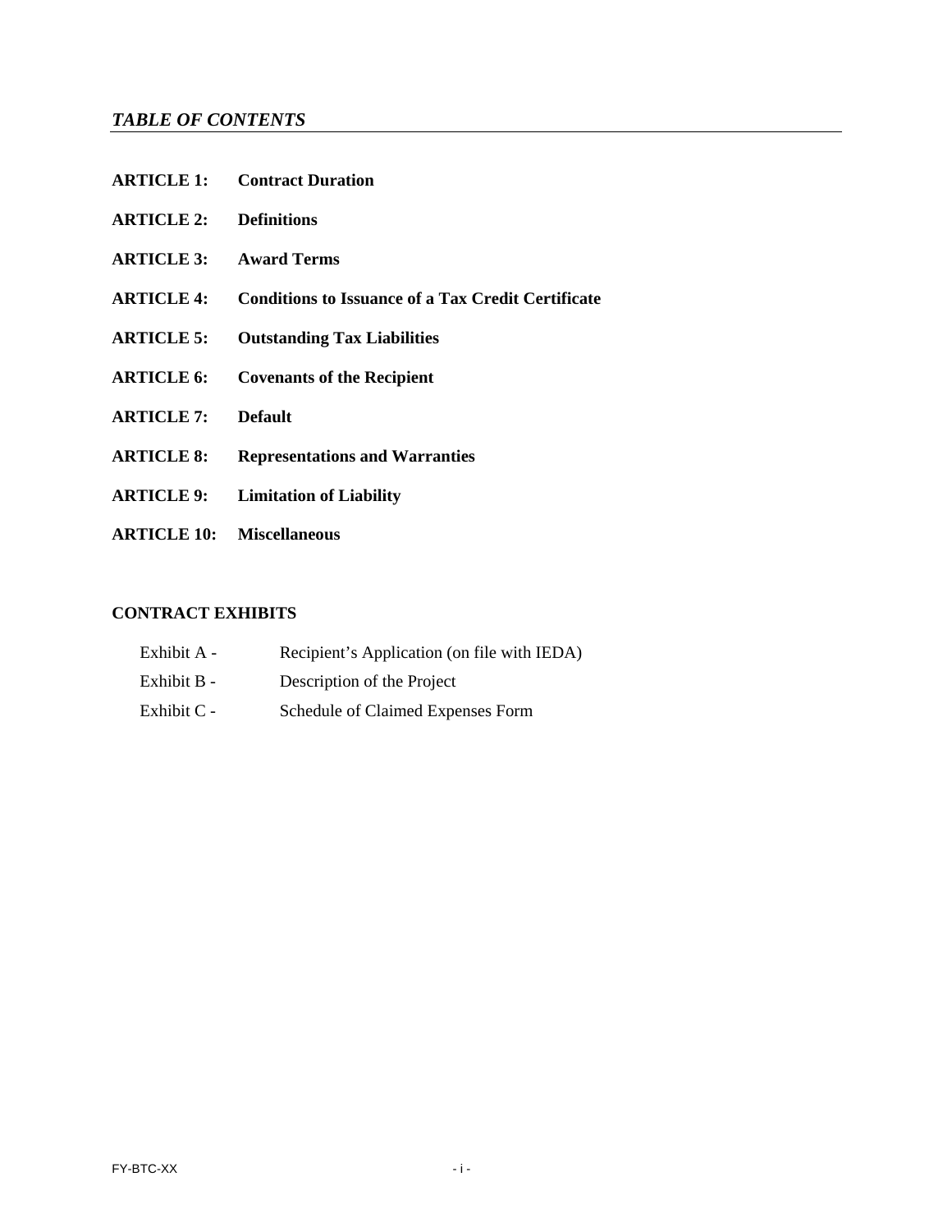## *TABLE OF CONTENTS*

**ARTICLE 1: Contract Duration**

**ARTICLE 2: Definitions**

**ARTICLE 3: Award Terms**

**ARTICLE 4: Conditions to Issuance of a Tax Credit Certificate**

**ARTICLE 5: Outstanding Tax Liabilities**

**ARTICLE 6: Covenants of the Recipient**

**ARTICLE 7: Default**

**ARTICLE 8: Representations and Warranties**

**ARTICLE 9: Limitation of Liability**

**ARTICLE 10: Miscellaneous**

**CONTRACT EXHIBITS**

Exhibit A - Recipient's Application (on file with IEDA)

Exhibit B - Description of the Project

Exhibit C - Schedule of Claimed Expenses Form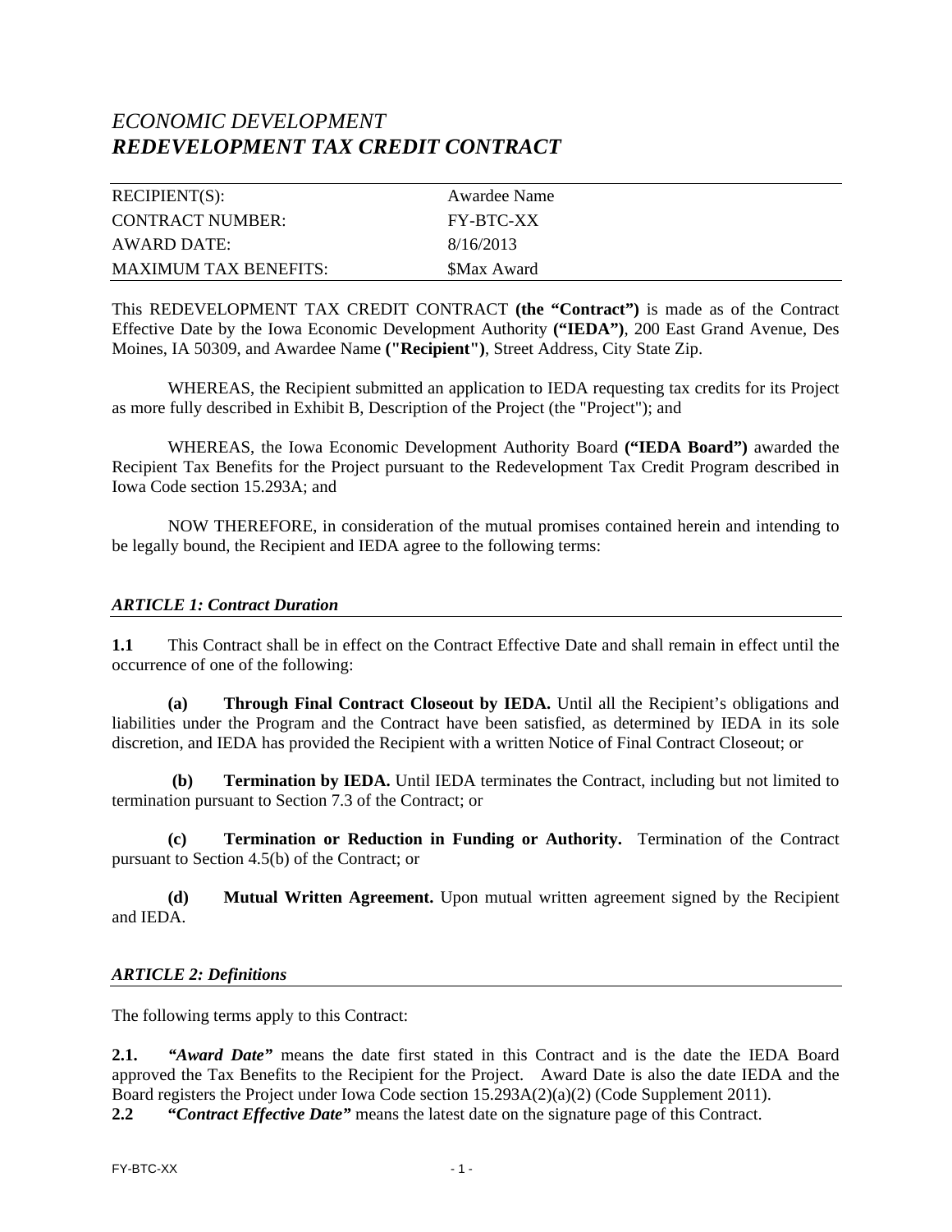# *ECONOMIC DEVELOPMENT*
# ***REDEVELOPMENT TAX CREDIT CONTRACT***

| | |
|---|---|
| RECIPIENT(S): | Awardee Name |
| CONTRACT NUMBER: | FY-BTC-XX |
| AWARD DATE: | 8/16/2013 |
| MAXIMUM TAX BENEFITS: | $Max Award |

This REDEVELOPMENT TAX CREDIT CONTRACT **(the "Contract")** is made as of the Contract Effective Date by the Iowa Economic Development Authority **("IEDA")**, 200 East Grand Avenue, Des Moines, IA 50309, and Awardee Name **("Recipient")**, Street Address, City State Zip.

WHEREAS, the Recipient submitted an application to IEDA requesting tax credits for its Project as more fully described in Exhibit B, Description of the Project (the "Project"); and

WHEREAS, the Iowa Economic Development Authority Board **("IEDA Board")** awarded the Recipient Tax Benefits for the Project pursuant to the Redevelopment Tax Credit Program described in Iowa Code section 15.293A; and

NOW THEREFORE, in consideration of the mutual promises contained herein and intending to be legally bound, the Recipient and IEDA agree to the following terms:

### *ARTICLE 1: Contract Duration*

**1.1** This Contract shall be in effect on the Contract Effective Date and shall remain in effect until the occurrence of one of the following:

**(a) Through Final Contract Closeout by IEDA.** Until all the Recipient's obligations and liabilities under the Program and the Contract have been satisfied, as determined by IEDA in its sole discretion, and IEDA has provided the Recipient with a written Notice of Final Contract Closeout; or

**(b) Termination by IEDA.** Until IEDA terminates the Contract, including but not limited to termination pursuant to Section 7.3 of the Contract; or

**(c) Termination or Reduction in Funding or Authority.** Termination of the Contract pursuant to Section 4.5(b) of the Contract; or

**(d) Mutual Written Agreement.** Upon mutual written agreement signed by the Recipient and IEDA.

### *ARTICLE 2: Definitions*

The following terms apply to this Contract:

**2.1.** ***"Award Date"*** means the date first stated in this Contract and is the date the IEDA Board approved the Tax Benefits to the Recipient for the Project. Award Date is also the date IEDA and the Board registers the Project under Iowa Code section 15.293A(2)(a)(2) (Code Supplement 2011).

**2.2** ***"Contract Effective Date"*** means the latest date on the signature page of this Contract.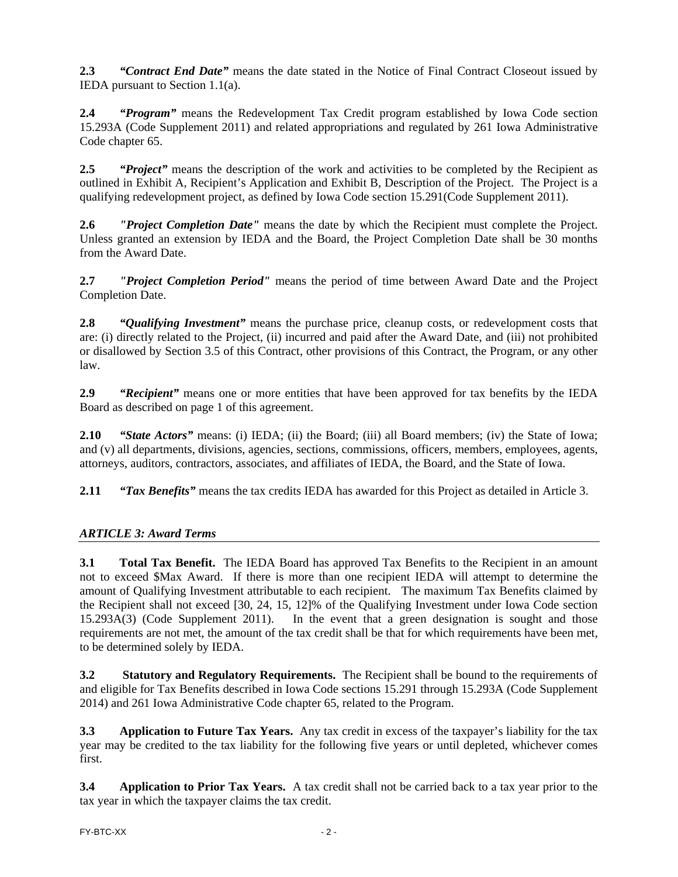**2.3** ***"Contract End Date"*** means the date stated in the Notice of Final Contract Closeout issued by IEDA pursuant to Section 1.1(a).

**2.4** ***"Program"*** means the Redevelopment Tax Credit program established by Iowa Code section 15.293A (Code Supplement 2011) and related appropriations and regulated by 261 Iowa Administrative Code chapter 65.

**2.5** ***"Project"*** means the description of the work and activities to be completed by the Recipient as outlined in Exhibit A, Recipient's Application and Exhibit B, Description of the Project. The Project is a qualifying redevelopment project, as defined by Iowa Code section 15.291(Code Supplement 2011).

**2.6** ***"Project Completion Date"*** means the date by which the Recipient must complete the Project. Unless granted an extension by IEDA and the Board, the Project Completion Date shall be 30 months from the Award Date.

**2.7** ***"Project Completion Period"*** means the period of time between Award Date and the Project Completion Date.

**2.8** ***"Qualifying Investment"*** means the purchase price, cleanup costs, or redevelopment costs that are: (i) directly related to the Project, (ii) incurred and paid after the Award Date, and (iii) not prohibited or disallowed by Section 3.5 of this Contract, other provisions of this Contract, the Program, or any other law.

**2.9** ***"Recipient"*** means one or more entities that have been approved for tax benefits by the IEDA Board as described on page 1 of this agreement.

**2.10** ***"State Actors"*** means: (i) IEDA; (ii) the Board; (iii) all Board members; (iv) the State of Iowa; and (v) all departments, divisions, agencies, sections, commissions, officers, members, employees, agents, attorneys, auditors, contractors, associates, and affiliates of IEDA, the Board, and the State of Iowa.

**2.11** ***"Tax Benefits"*** means the tax credits IEDA has awarded for this Project as detailed in Article 3.

## *ARTICLE 3: Award Terms*

**3.1** **Total Tax Benefit.** The IEDA Board has approved Tax Benefits to the Recipient in an amount not to exceed $Max Award. If there is more than one recipient IEDA will attempt to determine the amount of Qualifying Investment attributable to each recipient. The maximum Tax Benefits claimed by the Recipient shall not exceed [30, 24, 15, 12]% of the Qualifying Investment under Iowa Code section 15.293A(3) (Code Supplement 2011). In the event that a green designation is sought and those requirements are not met, the amount of the tax credit shall be that for which requirements have been met, to be determined solely by IEDA.

**3.2** **Statutory and Regulatory Requirements.** The Recipient shall be bound to the requirements of and eligible for Tax Benefits described in Iowa Code sections 15.291 through 15.293A (Code Supplement 2014) and 261 Iowa Administrative Code chapter 65, related to the Program.

**3.3** **Application to Future Tax Years.** Any tax credit in excess of the taxpayer's liability for the tax year may be credited to the tax liability for the following five years or until depleted, whichever comes first.

**3.4** **Application to Prior Tax Years.** A tax credit shall not be carried back to a tax year prior to the tax year in which the taxpayer claims the tax credit.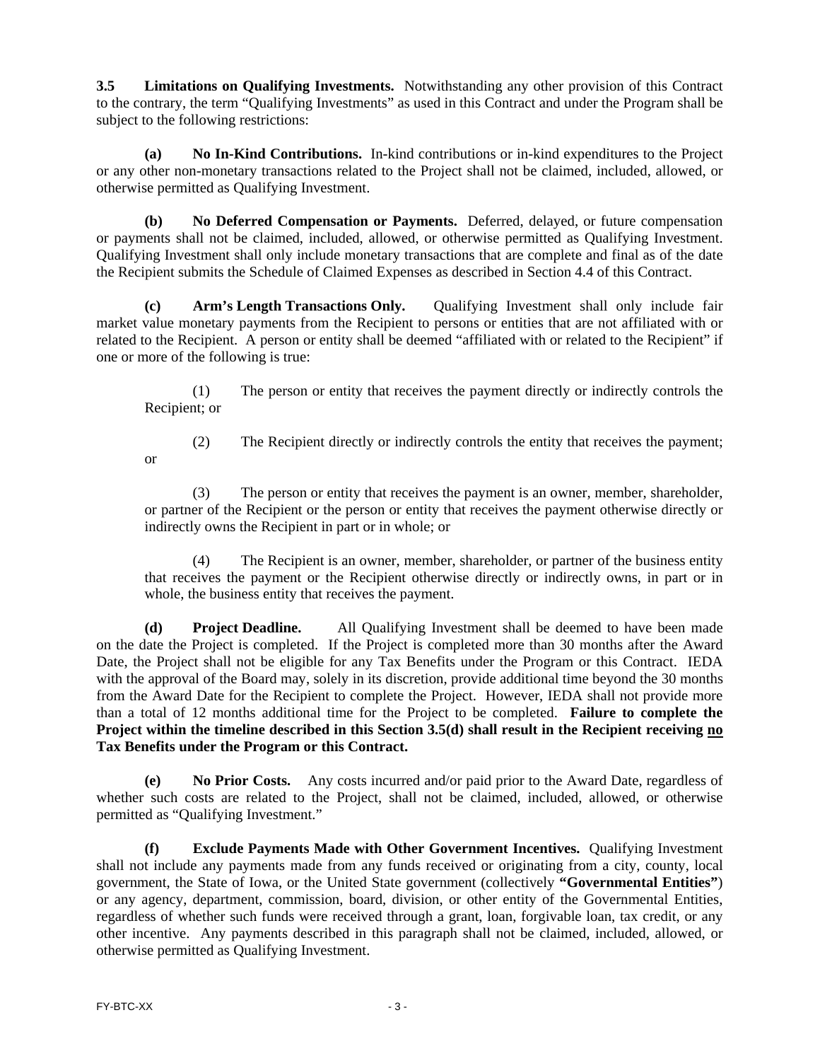**3.5 Limitations on Qualifying Investments.** Notwithstanding any other provision of this Contract to the contrary, the term "Qualifying Investments" as used in this Contract and under the Program shall be subject to the following restrictions:

**(a) No In-Kind Contributions.** In-kind contributions or in-kind expenditures to the Project or any other non-monetary transactions related to the Project shall not be claimed, included, allowed, or otherwise permitted as Qualifying Investment.

**(b) No Deferred Compensation or Payments.** Deferred, delayed, or future compensation or payments shall not be claimed, included, allowed, or otherwise permitted as Qualifying Investment. Qualifying Investment shall only include monetary transactions that are complete and final as of the date the Recipient submits the Schedule of Claimed Expenses as described in Section 4.4 of this Contract.

**(c) Arm's Length Transactions Only.** Qualifying Investment shall only include fair market value monetary payments from the Recipient to persons or entities that are not affiliated with or related to the Recipient. A person or entity shall be deemed "affiliated with or related to the Recipient" if one or more of the following is true:

(1) The person or entity that receives the payment directly or indirectly controls the Recipient; or

(2) The Recipient directly or indirectly controls the entity that receives the payment; or

(3) The person or entity that receives the payment is an owner, member, shareholder, or partner of the Recipient or the person or entity that receives the payment otherwise directly or indirectly owns the Recipient in part or in whole; or

(4) The Recipient is an owner, member, shareholder, or partner of the business entity that receives the payment or the Recipient otherwise directly or indirectly owns, in part or in whole, the business entity that receives the payment.

**(d) Project Deadline.** All Qualifying Investment shall be deemed to have been made on the date the Project is completed. If the Project is completed more than 30 months after the Award Date, the Project shall not be eligible for any Tax Benefits under the Program or this Contract. IEDA with the approval of the Board may, solely in its discretion, provide additional time beyond the 30 months from the Award Date for the Recipient to complete the Project. However, IEDA shall not provide more than a total of 12 months additional time for the Project to be completed. **Failure to complete the Project within the timeline described in this Section 3.5(d) shall result in the Recipient receiving no Tax Benefits under the Program or this Contract.**

**(e) No Prior Costs.** Any costs incurred and/or paid prior to the Award Date, regardless of whether such costs are related to the Project, shall not be claimed, included, allowed, or otherwise permitted as "Qualifying Investment."

**(f) Exclude Payments Made with Other Government Incentives.** Qualifying Investment shall not include any payments made from any funds received or originating from a city, county, local government, the State of Iowa, or the United State government (collectively **"Governmental Entities"**) or any agency, department, commission, board, division, or other entity of the Governmental Entities, regardless of whether such funds were received through a grant, loan, forgivable loan, tax credit, or any other incentive. Any payments described in this paragraph shall not be claimed, included, allowed, or otherwise permitted as Qualifying Investment.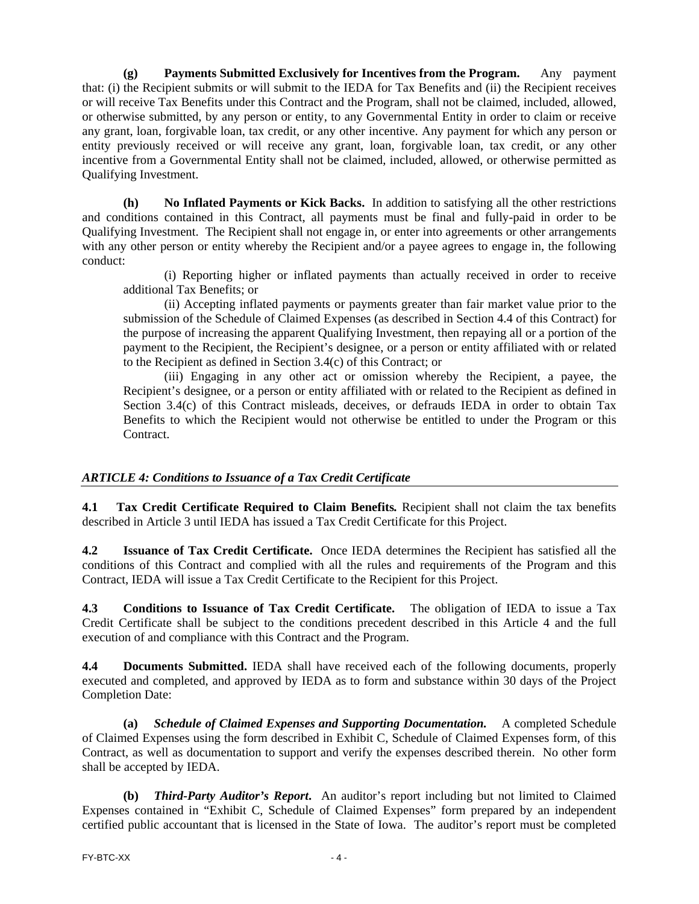**(g) Payments Submitted Exclusively for Incentives from the Program.** Any payment that: (i) the Recipient submits or will submit to the IEDA for Tax Benefits and (ii) the Recipient receives or will receive Tax Benefits under this Contract and the Program, shall not be claimed, included, allowed, or otherwise submitted, by any person or entity, to any Governmental Entity in order to claim or receive any grant, loan, forgivable loan, tax credit, or any other incentive. Any payment for which any person or entity previously received or will receive any grant, loan, forgivable loan, tax credit, or any other incentive from a Governmental Entity shall not be claimed, included, allowed, or otherwise permitted as Qualifying Investment.

**(h) No Inflated Payments or Kick Backs.** In addition to satisfying all the other restrictions and conditions contained in this Contract, all payments must be final and fully-paid in order to be Qualifying Investment. The Recipient shall not engage in, or enter into agreements or other arrangements with any other person or entity whereby the Recipient and/or a payee agrees to engage in, the following conduct:

(i) Reporting higher or inflated payments than actually received in order to receive additional Tax Benefits; or

(ii) Accepting inflated payments or payments greater than fair market value prior to the submission of the Schedule of Claimed Expenses (as described in Section 4.4 of this Contract) for the purpose of increasing the apparent Qualifying Investment, then repaying all or a portion of the payment to the Recipient, the Recipient's designee, or a person or entity affiliated with or related to the Recipient as defined in Section 3.4(c) of this Contract; or

(iii) Engaging in any other act or omission whereby the Recipient, a payee, the Recipient's designee, or a person or entity affiliated with or related to the Recipient as defined in Section 3.4(c) of this Contract misleads, deceives, or defrauds IEDA in order to obtain Tax Benefits to which the Recipient would not otherwise be entitled to under the Program or this Contract.

## *ARTICLE 4: Conditions to Issuance of a Tax Credit Certificate*

**4.1 Tax Credit Certificate Required to Claim Benefits.** Recipient shall not claim the tax benefits described in Article 3 until IEDA has issued a Tax Credit Certificate for this Project.

**4.2 Issuance of Tax Credit Certificate.** Once IEDA determines the Recipient has satisfied all the conditions of this Contract and complied with all the rules and requirements of the Program and this Contract, IEDA will issue a Tax Credit Certificate to the Recipient for this Project.

**4.3 Conditions to Issuance of Tax Credit Certificate.** The obligation of IEDA to issue a Tax Credit Certificate shall be subject to the conditions precedent described in this Article 4 and the full execution of and compliance with this Contract and the Program.

**4.4 Documents Submitted.** IEDA shall have received each of the following documents, properly executed and completed, and approved by IEDA as to form and substance within 30 days of the Project Completion Date:

**(a)** ***Schedule of Claimed Expenses and Supporting Documentation.*** A completed Schedule of Claimed Expenses using the form described in Exhibit C, Schedule of Claimed Expenses form, of this Contract, as well as documentation to support and verify the expenses described therein. No other form shall be accepted by IEDA.

**(b)** ***Third-Party Auditor's Report*****.** An auditor's report including but not limited to Claimed Expenses contained in "Exhibit C, Schedule of Claimed Expenses" form prepared by an independent certified public accountant that is licensed in the State of Iowa. The auditor's report must be completed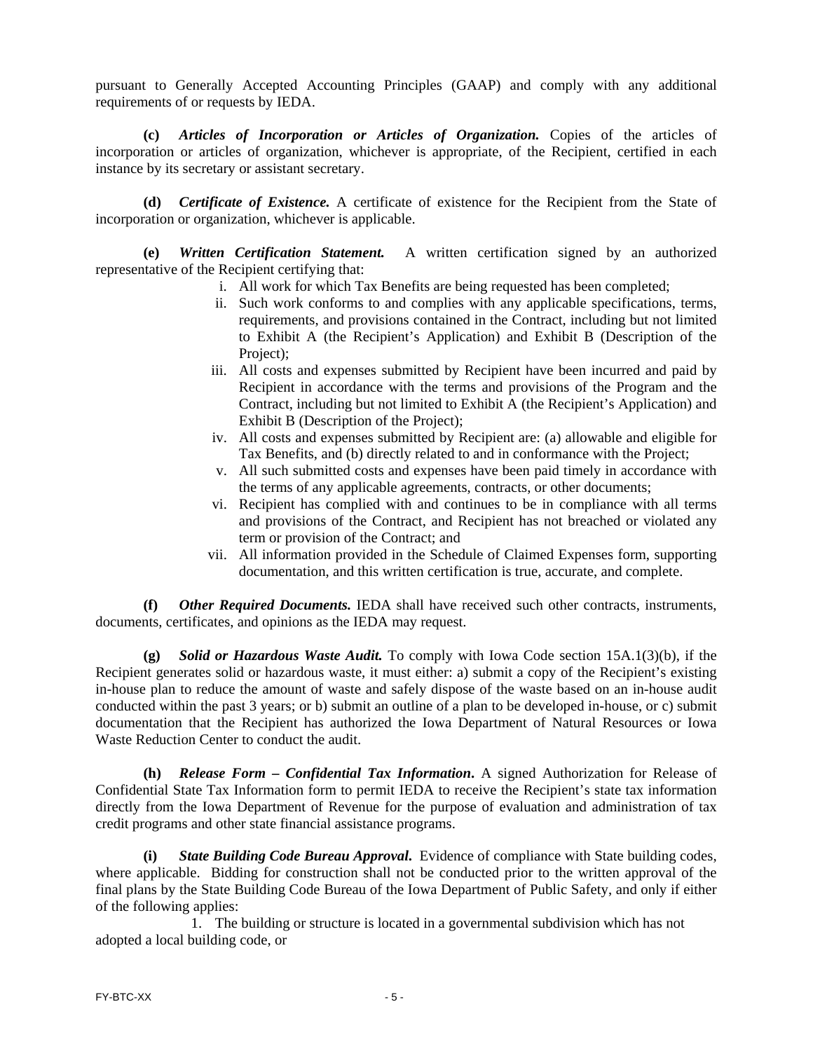pursuant to Generally Accepted Accounting Principles (GAAP) and comply with any additional requirements of or requests by IEDA.

**(c)** ***Articles of Incorporation or Articles of Organization.*** Copies of the articles of incorporation or articles of organization, whichever is appropriate, of the Recipient, certified in each instance by its secretary or assistant secretary.

**(d)** ***Certificate of Existence.*** A certificate of existence for the Recipient from the State of incorporation or organization, whichever is applicable.

**(e)** ***Written Certification Statement.*** A written certification signed by an authorized representative of the Recipient certifying that:

i. All work for which Tax Benefits are being requested has been completed;
ii. Such work conforms to and complies with any applicable specifications, terms, requirements, and provisions contained in the Contract, including but not limited to Exhibit A (the Recipient's Application) and Exhibit B (Description of the Project);
iii. All costs and expenses submitted by Recipient have been incurred and paid by Recipient in accordance with the terms and provisions of the Program and the Contract, including but not limited to Exhibit A (the Recipient's Application) and Exhibit B (Description of the Project);
iv. All costs and expenses submitted by Recipient are: (a) allowable and eligible for Tax Benefits, and (b) directly related to and in conformance with the Project;
v. All such submitted costs and expenses have been paid timely in accordance with the terms of any applicable agreements, contracts, or other documents;
vi. Recipient has complied with and continues to be in compliance with all terms and provisions of the Contract, and Recipient has not breached or violated any term or provision of the Contract; and
vii. All information provided in the Schedule of Claimed Expenses form, supporting documentation, and this written certification is true, accurate, and complete.

**(f)** ***Other Required Documents.*** IEDA shall have received such other contracts, instruments, documents, certificates, and opinions as the IEDA may request.

**(g)** ***Solid or Hazardous Waste Audit.*** To comply with Iowa Code section 15A.1(3)(b), if the Recipient generates solid or hazardous waste, it must either: a) submit a copy of the Recipient's existing in-house plan to reduce the amount of waste and safely dispose of the waste based on an in-house audit conducted within the past 3 years; or b) submit an outline of a plan to be developed in-house, or c) submit documentation that the Recipient has authorized the Iowa Department of Natural Resources or Iowa Waste Reduction Center to conduct the audit.

**(h)** ***Release Form – Confidential Tax Information*****.** A signed Authorization for Release of Confidential State Tax Information form to permit IEDA to receive the Recipient's state tax information directly from the Iowa Department of Revenue for the purpose of evaluation and administration of tax credit programs and other state financial assistance programs.

**(i)** ***State Building Code Bureau Approval*****.** Evidence of compliance with State building codes, where applicable. Bidding for construction shall not be conducted prior to the written approval of the final plans by the State Building Code Bureau of the Iowa Department of Public Safety, and only if either of the following applies:

1. The building or structure is located in a governmental subdivision which has not adopted a local building code, or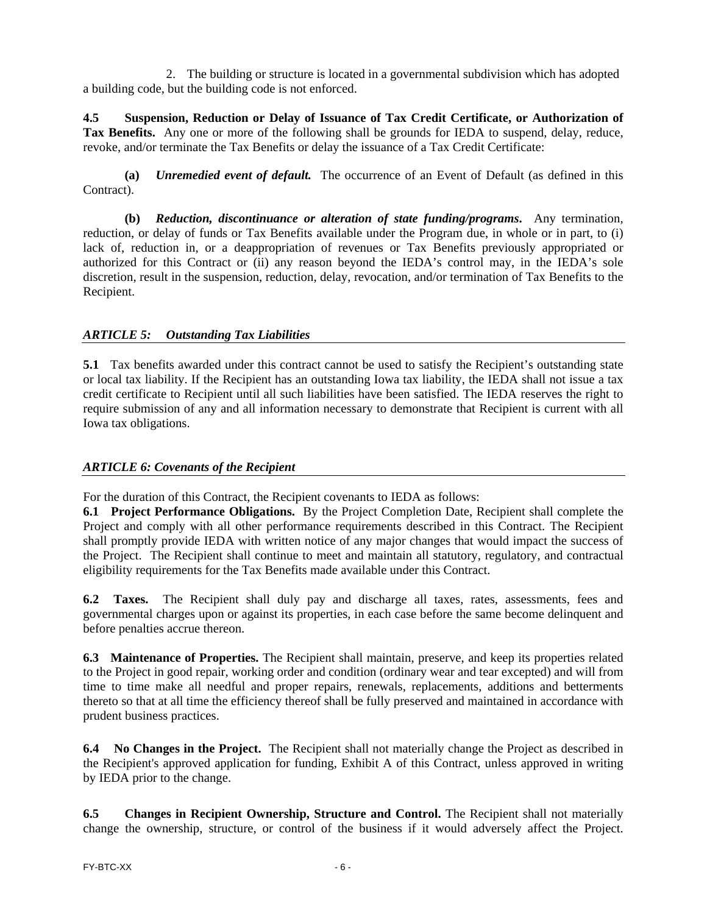2. The building or structure is located in a governmental subdivision which has adopted a building code, but the building code is not enforced.

**4.5 Suspension, Reduction or Delay of Issuance of Tax Credit Certificate, or Authorization of Tax Benefits.** Any one or more of the following shall be grounds for IEDA to suspend, delay, reduce, revoke, and/or terminate the Tax Benefits or delay the issuance of a Tax Credit Certificate:

**(a)** ***Unremedied event of default.*** The occurrence of an Event of Default (as defined in this Contract).

**(b)** ***Reduction, discontinuance or alteration of state funding/programs*****.** Any termination, reduction, or delay of funds or Tax Benefits available under the Program due, in whole or in part, to (i) lack of, reduction in, or a deappropriation of revenues or Tax Benefits previously appropriated or authorized for this Contract or (ii) any reason beyond the IEDA's control may, in the IEDA's sole discretion, result in the suspension, reduction, delay, revocation, and/or termination of Tax Benefits to the Recipient.

## *ARTICLE 5: Outstanding Tax Liabilities*

**5.1** Tax benefits awarded under this contract cannot be used to satisfy the Recipient's outstanding state or local tax liability. If the Recipient has an outstanding Iowa tax liability, the IEDA shall not issue a tax credit certificate to Recipient until all such liabilities have been satisfied. The IEDA reserves the right to require submission of any and all information necessary to demonstrate that Recipient is current with all Iowa tax obligations.

## *ARTICLE 6: Covenants of the Recipient*

For the duration of this Contract, the Recipient covenants to IEDA as follows:

**6.1 Project Performance Obligations.** By the Project Completion Date, Recipient shall complete the Project and comply with all other performance requirements described in this Contract. The Recipient shall promptly provide IEDA with written notice of any major changes that would impact the success of the Project. The Recipient shall continue to meet and maintain all statutory, regulatory, and contractual eligibility requirements for the Tax Benefits made available under this Contract.

**6.2 Taxes.** The Recipient shall duly pay and discharge all taxes, rates, assessments, fees and governmental charges upon or against its properties, in each case before the same become delinquent and before penalties accrue thereon.

**6.3 Maintenance of Properties.** The Recipient shall maintain, preserve, and keep its properties related to the Project in good repair, working order and condition (ordinary wear and tear excepted) and will from time to time make all needful and proper repairs, renewals, replacements, additions and betterments thereto so that at all time the efficiency thereof shall be fully preserved and maintained in accordance with prudent business practices.

**6.4 No Changes in the Project.** The Recipient shall not materially change the Project as described in the Recipient's approved application for funding, Exhibit A of this Contract, unless approved in writing by IEDA prior to the change.

**6.5 Changes in Recipient Ownership, Structure and Control.** The Recipient shall not materially change the ownership, structure, or control of the business if it would adversely affect the Project.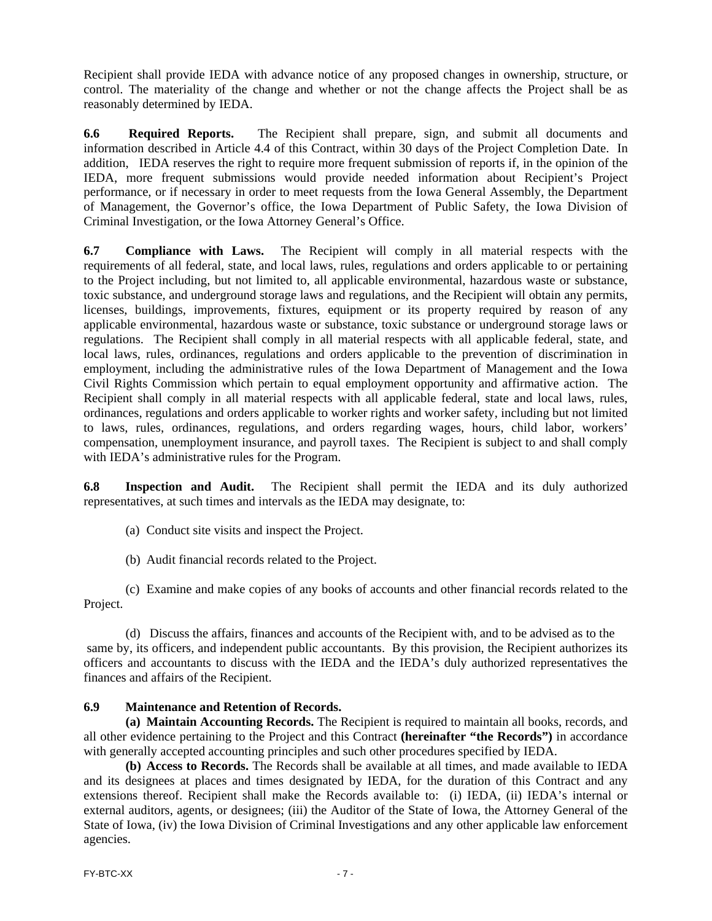Recipient shall provide IEDA with advance notice of any proposed changes in ownership, structure, or control. The materiality of the change and whether or not the change affects the Project shall be as reasonably determined by IEDA.

**6.6 Required Reports.** The Recipient shall prepare, sign, and submit all documents and information described in Article 4.4 of this Contract, within 30 days of the Project Completion Date. In addition, IEDA reserves the right to require more frequent submission of reports if, in the opinion of the IEDA, more frequent submissions would provide needed information about Recipient's Project performance, or if necessary in order to meet requests from the Iowa General Assembly, the Department of Management, the Governor's office, the Iowa Department of Public Safety, the Iowa Division of Criminal Investigation, or the Iowa Attorney General's Office.

**6.7 Compliance with Laws.** The Recipient will comply in all material respects with the requirements of all federal, state, and local laws, rules, regulations and orders applicable to or pertaining to the Project including, but not limited to, all applicable environmental, hazardous waste or substance, toxic substance, and underground storage laws and regulations, and the Recipient will obtain any permits, licenses, buildings, improvements, fixtures, equipment or its property required by reason of any applicable environmental, hazardous waste or substance, toxic substance or underground storage laws or regulations. The Recipient shall comply in all material respects with all applicable federal, state, and local laws, rules, ordinances, regulations and orders applicable to the prevention of discrimination in employment, including the administrative rules of the Iowa Department of Management and the Iowa Civil Rights Commission which pertain to equal employment opportunity and affirmative action. The Recipient shall comply in all material respects with all applicable federal, state and local laws, rules, ordinances, regulations and orders applicable to worker rights and worker safety, including but not limited to laws, rules, ordinances, regulations, and orders regarding wages, hours, child labor, workers' compensation, unemployment insurance, and payroll taxes. The Recipient is subject to and shall comply with IEDA's administrative rules for the Program.

**6.8 Inspection and Audit.** The Recipient shall permit the IEDA and its duly authorized representatives, at such times and intervals as the IEDA may designate, to:

(a) Conduct site visits and inspect the Project.

(b) Audit financial records related to the Project.

(c) Examine and make copies of any books of accounts and other financial records related to the Project.

(d) Discuss the affairs, finances and accounts of the Recipient with, and to be advised as to the same by, its officers, and independent public accountants. By this provision, the Recipient authorizes its officers and accountants to discuss with the IEDA and the IEDA's duly authorized representatives the finances and affairs of the Recipient.

**6.9 Maintenance and Retention of Records.**

**(a) Maintain Accounting Records.** The Recipient is required to maintain all books, records, and all other evidence pertaining to the Project and this Contract **(hereinafter "the Records")** in accordance with generally accepted accounting principles and such other procedures specified by IEDA.

**(b) Access to Records.** The Records shall be available at all times, and made available to IEDA and its designees at places and times designated by IEDA, for the duration of this Contract and any extensions thereof. Recipient shall make the Records available to: (i) IEDA, (ii) IEDA's internal or external auditors, agents, or designees; (iii) the Auditor of the State of Iowa, the Attorney General of the State of Iowa, (iv) the Iowa Division of Criminal Investigations and any other applicable law enforcement agencies.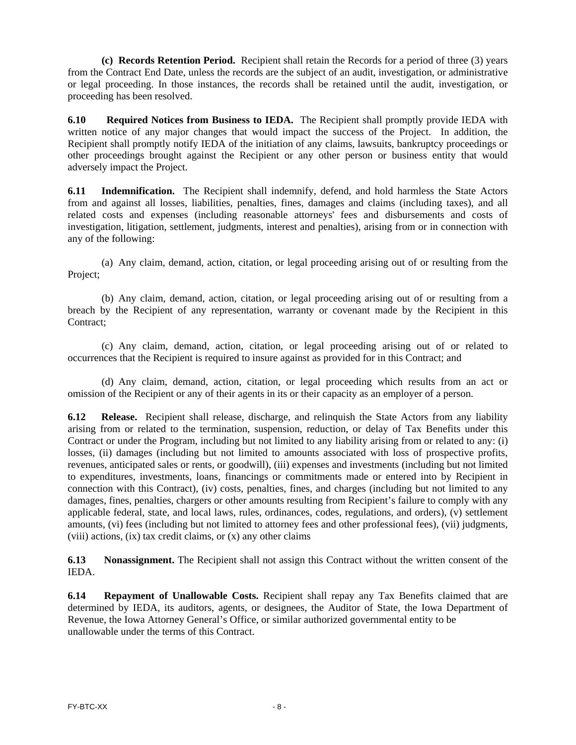**(c) Records Retention Period.** Recipient shall retain the Records for a period of three (3) years from the Contract End Date, unless the records are the subject of an audit, investigation, or administrative or legal proceeding. In those instances, the records shall be retained until the audit, investigation, or proceeding has been resolved.

**6.10 Required Notices from Business to IEDA.** The Recipient shall promptly provide IEDA with written notice of any major changes that would impact the success of the Project. In addition, the Recipient shall promptly notify IEDA of the initiation of any claims, lawsuits, bankruptcy proceedings or other proceedings brought against the Recipient or any other person or business entity that would adversely impact the Project.

**6.11 Indemnification.** The Recipient shall indemnify, defend, and hold harmless the State Actors from and against all losses, liabilities, penalties, fines, damages and claims (including taxes), and all related costs and expenses (including reasonable attorneys' fees and disbursements and costs of investigation, litigation, settlement, judgments, interest and penalties), arising from or in connection with any of the following:

(a) Any claim, demand, action, citation, or legal proceeding arising out of or resulting from the Project;

(b) Any claim, demand, action, citation, or legal proceeding arising out of or resulting from a breach by the Recipient of any representation, warranty or covenant made by the Recipient in this Contract;

(c) Any claim, demand, action, citation, or legal proceeding arising out of or related to occurrences that the Recipient is required to insure against as provided for in this Contract; and

(d) Any claim, demand, action, citation, or legal proceeding which results from an act or omission of the Recipient or any of their agents in its or their capacity as an employer of a person.

**6.12 Release.** Recipient shall release, discharge, and relinquish the State Actors from any liability arising from or related to the termination, suspension, reduction, or delay of Tax Benefits under this Contract or under the Program, including but not limited to any liability arising from or related to any: (i) losses, (ii) damages (including but not limited to amounts associated with loss of prospective profits, revenues, anticipated sales or rents, or goodwill), (iii) expenses and investments (including but not limited to expenditures, investments, loans, financings or commitments made or entered into by Recipient in connection with this Contract), (iv) costs, penalties, fines, and charges (including but not limited to any damages, fines, penalties, chargers or other amounts resulting from Recipient's failure to comply with any applicable federal, state, and local laws, rules, ordinances, codes, regulations, and orders), (v) settlement amounts, (vi) fees (including but not limited to attorney fees and other professional fees), (vii) judgments, (viii) actions, (ix) tax credit claims, or (x) any other claims

**6.13 Nonassignment.** The Recipient shall not assign this Contract without the written consent of the IEDA.

**6.14 Repayment of Unallowable Costs.** Recipient shall repay any Tax Benefits claimed that are determined by IEDA, its auditors, agents, or designees, the Auditor of State, the Iowa Department of Revenue, the Iowa Attorney General's Office, or similar authorized governmental entity to be unallowable under the terms of this Contract.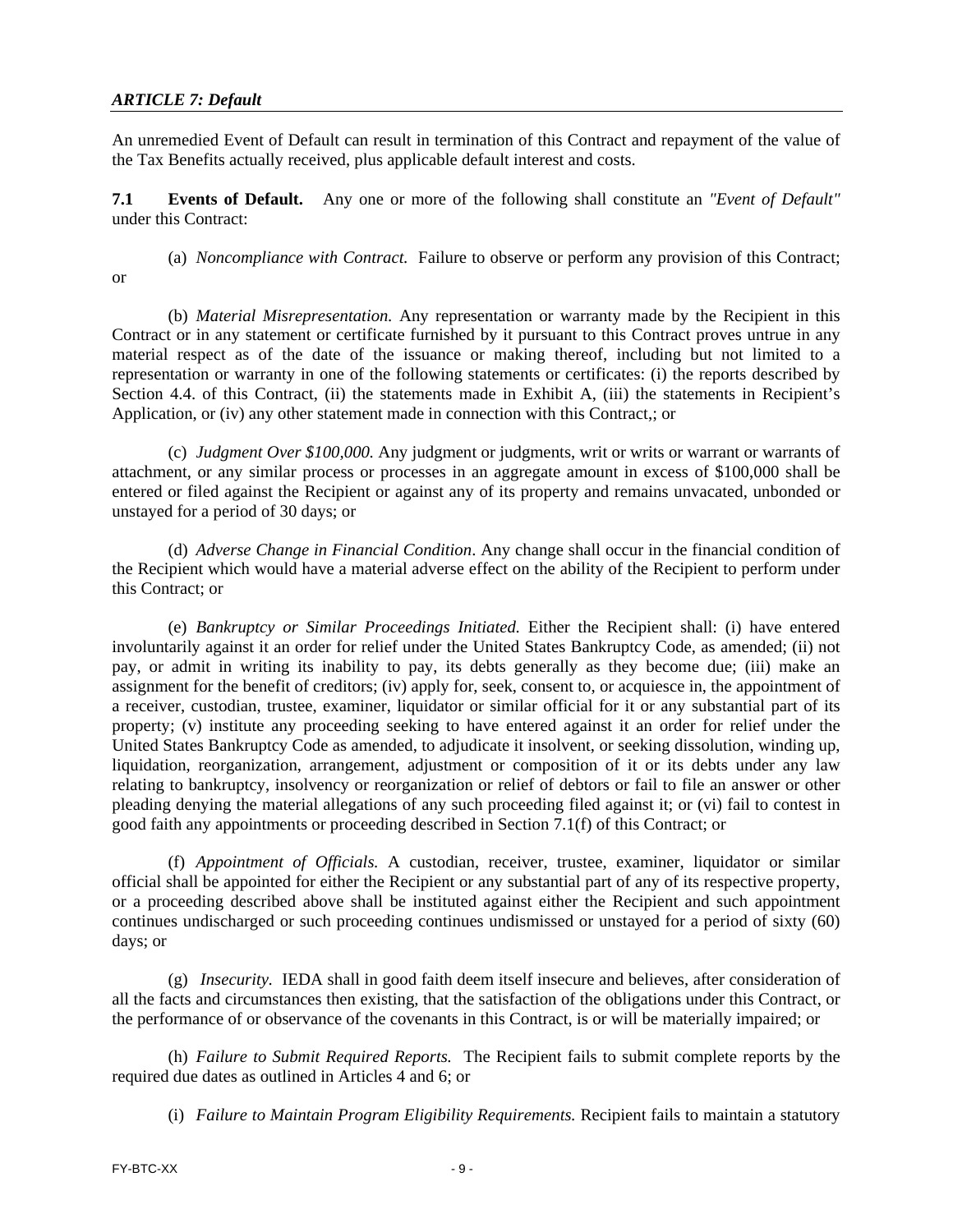## *ARTICLE 7: Default*

An unremedied Event of Default can result in termination of this Contract and repayment of the value of the Tax Benefits actually received, plus applicable default interest and costs.

**7.1 Events of Default.** Any one or more of the following shall constitute an *"Event of Default"* under this Contract:

(a) *Noncompliance with Contract.* Failure to observe or perform any provision of this Contract; or

(b) *Material Misrepresentation.* Any representation or warranty made by the Recipient in this Contract or in any statement or certificate furnished by it pursuant to this Contract proves untrue in any material respect as of the date of the issuance or making thereof, including but not limited to a representation or warranty in one of the following statements or certificates: (i) the reports described by Section 4.4. of this Contract, (ii) the statements made in Exhibit A, (iii) the statements in Recipient's Application, or (iv) any other statement made in connection with this Contract,; or

(c) *Judgment Over $100,000.* Any judgment or judgments, writ or writs or warrant or warrants of attachment, or any similar process or processes in an aggregate amount in excess of $100,000 shall be entered or filed against the Recipient or against any of its property and remains unvacated, unbonded or unstayed for a period of 30 days; or

(d) *Adverse Change in Financial Condition*. Any change shall occur in the financial condition of the Recipient which would have a material adverse effect on the ability of the Recipient to perform under this Contract; or

(e) *Bankruptcy or Similar Proceedings Initiated.* Either the Recipient shall: (i) have entered involuntarily against it an order for relief under the United States Bankruptcy Code, as amended; (ii) not pay, or admit in writing its inability to pay, its debts generally as they become due; (iii) make an assignment for the benefit of creditors; (iv) apply for, seek, consent to, or acquiesce in, the appointment of a receiver, custodian, trustee, examiner, liquidator or similar official for it or any substantial part of its property; (v) institute any proceeding seeking to have entered against it an order for relief under the United States Bankruptcy Code as amended, to adjudicate it insolvent, or seeking dissolution, winding up, liquidation, reorganization, arrangement, adjustment or composition of it or its debts under any law relating to bankruptcy, insolvency or reorganization or relief of debtors or fail to file an answer or other pleading denying the material allegations of any such proceeding filed against it; or (vi) fail to contest in good faith any appointments or proceeding described in Section 7.1(f) of this Contract; or

(f) *Appointment of Officials.* A custodian, receiver, trustee, examiner, liquidator or similar official shall be appointed for either the Recipient or any substantial part of any of its respective property, or a proceeding described above shall be instituted against either the Recipient and such appointment continues undischarged or such proceeding continues undismissed or unstayed for a period of sixty (60) days; or

(g) *Insecurity.* IEDA shall in good faith deem itself insecure and believes, after consideration of all the facts and circumstances then existing, that the satisfaction of the obligations under this Contract, or the performance of or observance of the covenants in this Contract, is or will be materially impaired; or

(h) *Failure to Submit Required Reports.* The Recipient fails to submit complete reports by the required due dates as outlined in Articles 4 and 6; or

(i) *Failure to Maintain Program Eligibility Requirements.* Recipient fails to maintain a statutory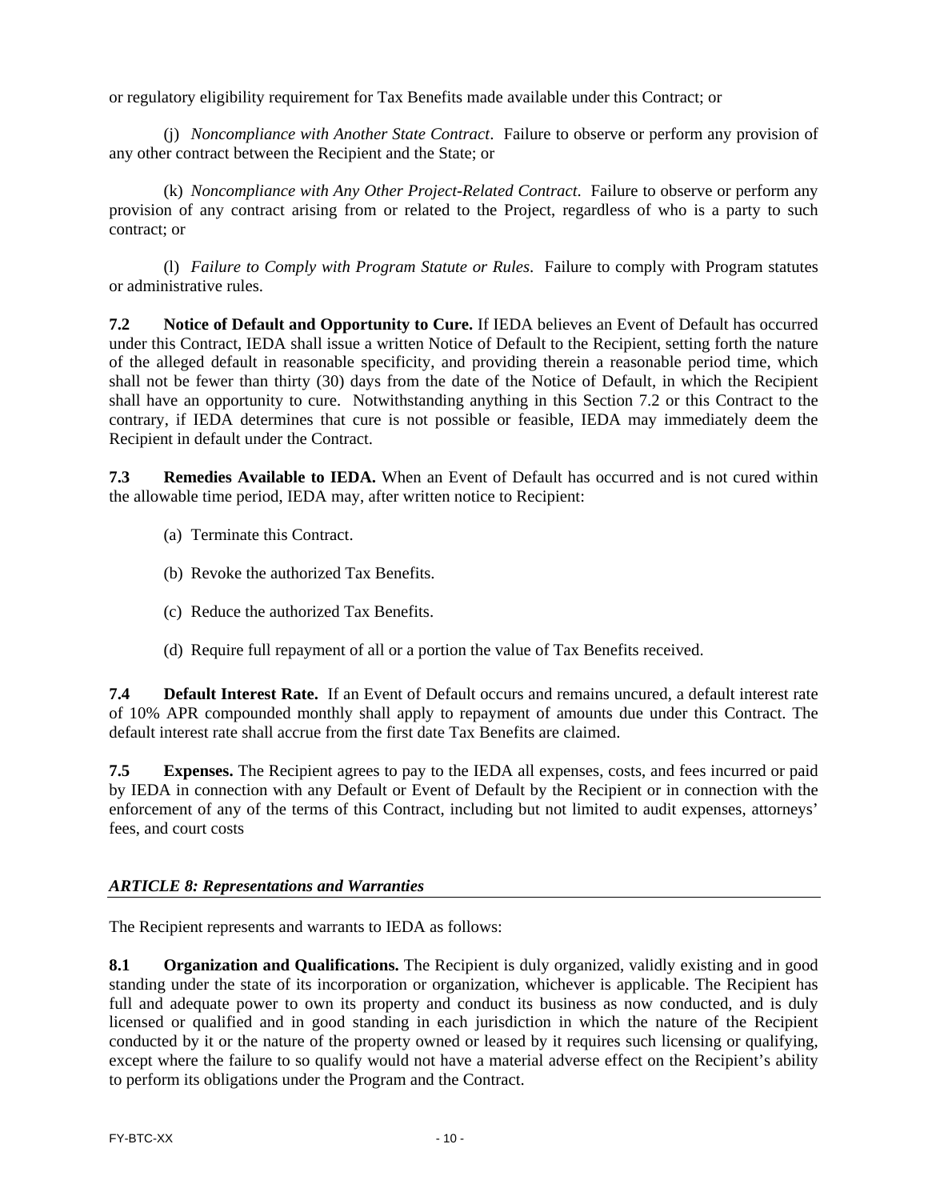or regulatory eligibility requirement for Tax Benefits made available under this Contract; or

(j) *Noncompliance with Another State Contract*. Failure to observe or perform any provision of any other contract between the Recipient and the State; or

(k) *Noncompliance with Any Other Project-Related Contract*. Failure to observe or perform any provision of any contract arising from or related to the Project, regardless of who is a party to such contract; or

(l) *Failure to Comply with Program Statute or Rules*. Failure to comply with Program statutes or administrative rules.

**7.2 Notice of Default and Opportunity to Cure.** If IEDA believes an Event of Default has occurred under this Contract, IEDA shall issue a written Notice of Default to the Recipient, setting forth the nature of the alleged default in reasonable specificity, and providing therein a reasonable period time, which shall not be fewer than thirty (30) days from the date of the Notice of Default, in which the Recipient shall have an opportunity to cure. Notwithstanding anything in this Section 7.2 or this Contract to the contrary, if IEDA determines that cure is not possible or feasible, IEDA may immediately deem the Recipient in default under the Contract.

**7.3 Remedies Available to IEDA.** When an Event of Default has occurred and is not cured within the allowable time period, IEDA may, after written notice to Recipient:

(a) Terminate this Contract.

(b) Revoke the authorized Tax Benefits.

(c) Reduce the authorized Tax Benefits.

(d) Require full repayment of all or a portion the value of Tax Benefits received.

**7.4 Default Interest Rate.** If an Event of Default occurs and remains uncured, a default interest rate of 10% APR compounded monthly shall apply to repayment of amounts due under this Contract. The default interest rate shall accrue from the first date Tax Benefits are claimed.

**7.5 Expenses.** The Recipient agrees to pay to the IEDA all expenses, costs, and fees incurred or paid by IEDA in connection with any Default or Event of Default by the Recipient or in connection with the enforcement of any of the terms of this Contract, including but not limited to audit expenses, attorneys' fees, and court costs

## *ARTICLE 8: Representations and Warranties*

The Recipient represents and warrants to IEDA as follows:

**8.1 Organization and Qualifications.** The Recipient is duly organized, validly existing and in good standing under the state of its incorporation or organization, whichever is applicable. The Recipient has full and adequate power to own its property and conduct its business as now conducted, and is duly licensed or qualified and in good standing in each jurisdiction in which the nature of the Recipient conducted by it or the nature of the property owned or leased by it requires such licensing or qualifying, except where the failure to so qualify would not have a material adverse effect on the Recipient's ability to perform its obligations under the Program and the Contract.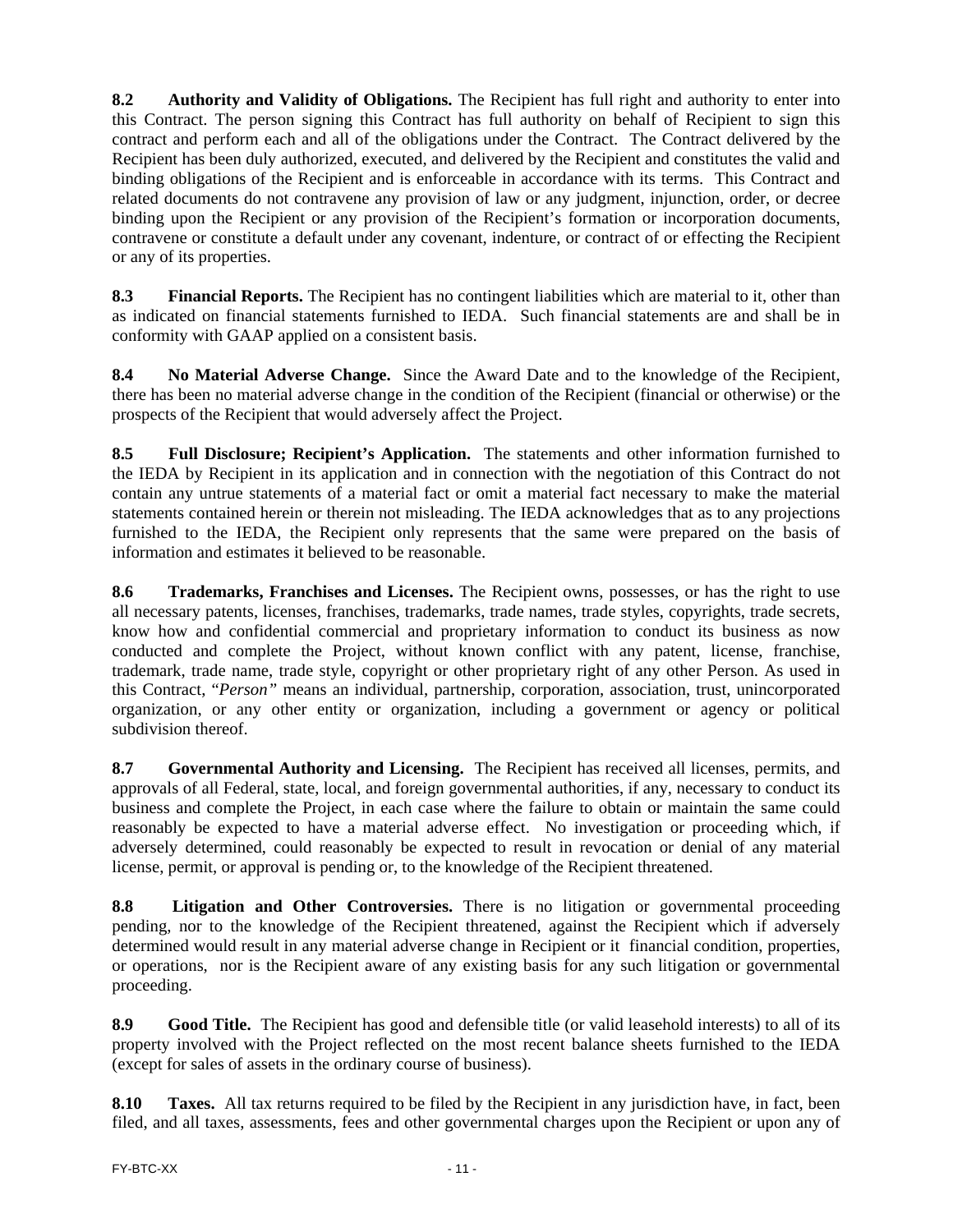**8.2 Authority and Validity of Obligations.** The Recipient has full right and authority to enter into this Contract. The person signing this Contract has full authority on behalf of Recipient to sign this contract and perform each and all of the obligations under the Contract. The Contract delivered by the Recipient has been duly authorized, executed, and delivered by the Recipient and constitutes the valid and binding obligations of the Recipient and is enforceable in accordance with its terms. This Contract and related documents do not contravene any provision of law or any judgment, injunction, order, or decree binding upon the Recipient or any provision of the Recipient's formation or incorporation documents, contravene or constitute a default under any covenant, indenture, or contract of or effecting the Recipient or any of its properties.

**8.3 Financial Reports.** The Recipient has no contingent liabilities which are material to it, other than as indicated on financial statements furnished to IEDA. Such financial statements are and shall be in conformity with GAAP applied on a consistent basis.

**8.4 No Material Adverse Change.** Since the Award Date and to the knowledge of the Recipient, there has been no material adverse change in the condition of the Recipient (financial or otherwise) or the prospects of the Recipient that would adversely affect the Project.

**8.5 Full Disclosure; Recipient's Application.** The statements and other information furnished to the IEDA by Recipient in its application and in connection with the negotiation of this Contract do not contain any untrue statements of a material fact or omit a material fact necessary to make the material statements contained herein or therein not misleading. The IEDA acknowledges that as to any projections furnished to the IEDA, the Recipient only represents that the same were prepared on the basis of information and estimates it believed to be reasonable.

**8.6 Trademarks, Franchises and Licenses.** The Recipient owns, possesses, or has the right to use all necessary patents, licenses, franchises, trademarks, trade names, trade styles, copyrights, trade secrets, know how and confidential commercial and proprietary information to conduct its business as now conducted and complete the Project, without known conflict with any patent, license, franchise, trademark, trade name, trade style, copyright or other proprietary right of any other Person. As used in this Contract, "*Person*" means an individual, partnership, corporation, association, trust, unincorporated organization, or any other entity or organization, including a government or agency or political subdivision thereof.

**8.7 Governmental Authority and Licensing.** The Recipient has received all licenses, permits, and approvals of all Federal, state, local, and foreign governmental authorities, if any, necessary to conduct its business and complete the Project, in each case where the failure to obtain or maintain the same could reasonably be expected to have a material adverse effect. No investigation or proceeding which, if adversely determined, could reasonably be expected to result in revocation or denial of any material license, permit, or approval is pending or, to the knowledge of the Recipient threatened.

**8.8 Litigation and Other Controversies.** There is no litigation or governmental proceeding pending, nor to the knowledge of the Recipient threatened, against the Recipient which if adversely determined would result in any material adverse change in Recipient or it financial condition, properties, or operations, nor is the Recipient aware of any existing basis for any such litigation or governmental proceeding.

**8.9 Good Title.** The Recipient has good and defensible title (or valid leasehold interests) to all of its property involved with the Project reflected on the most recent balance sheets furnished to the IEDA (except for sales of assets in the ordinary course of business).

**8.10 Taxes.** All tax returns required to be filed by the Recipient in any jurisdiction have, in fact, been filed, and all taxes, assessments, fees and other governmental charges upon the Recipient or upon any of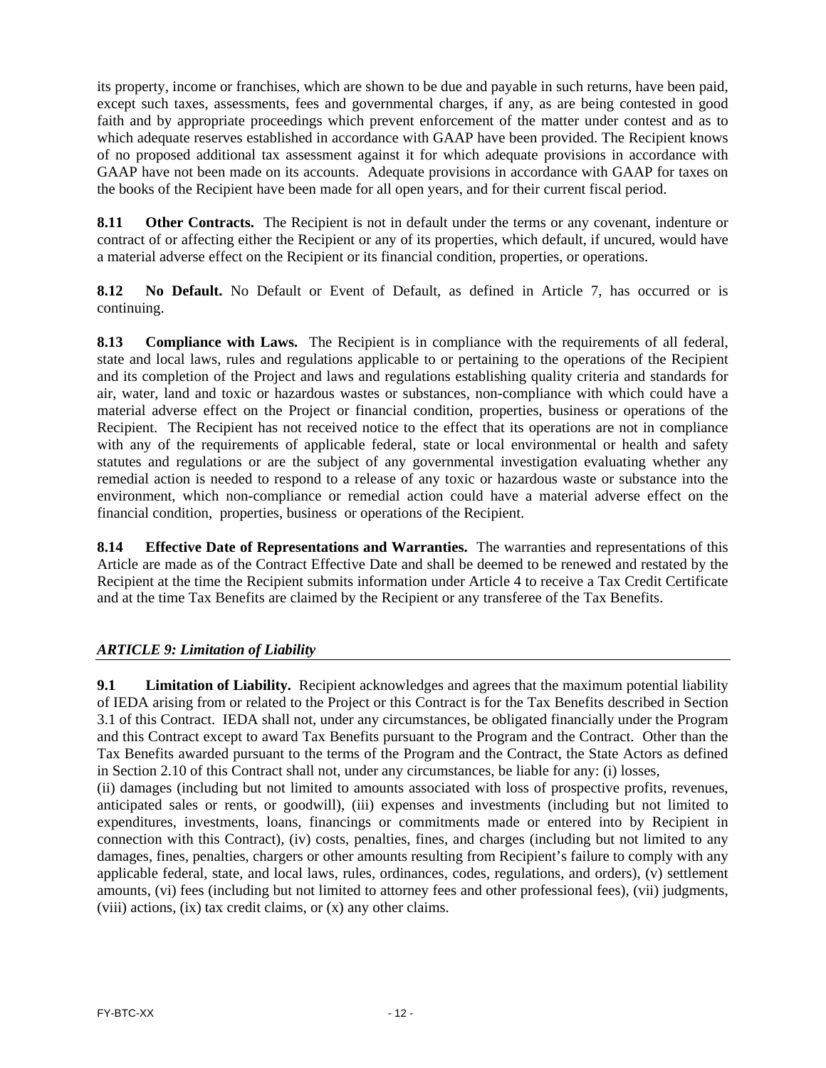its property, income or franchises, which are shown to be due and payable in such returns, have been paid, except such taxes, assessments, fees and governmental charges, if any, as are being contested in good faith and by appropriate proceedings which prevent enforcement of the matter under contest and as to which adequate reserves established in accordance with GAAP have been provided. The Recipient knows of no proposed additional tax assessment against it for which adequate provisions in accordance with GAAP have not been made on its accounts. Adequate provisions in accordance with GAAP for taxes on the books of the Recipient have been made for all open years, and for their current fiscal period.

**8.11 Other Contracts.** The Recipient is not in default under the terms or any covenant, indenture or contract of or affecting either the Recipient or any of its properties, which default, if uncured, would have a material adverse effect on the Recipient or its financial condition, properties, or operations.

**8.12 No Default.** No Default or Event of Default, as defined in Article 7, has occurred or is continuing.

**8.13 Compliance with Laws.** The Recipient is in compliance with the requirements of all federal, state and local laws, rules and regulations applicable to or pertaining to the operations of the Recipient and its completion of the Project and laws and regulations establishing quality criteria and standards for air, water, land and toxic or hazardous wastes or substances, non-compliance with which could have a material adverse effect on the Project or financial condition, properties, business or operations of the Recipient. The Recipient has not received notice to the effect that its operations are not in compliance with any of the requirements of applicable federal, state or local environmental or health and safety statutes and regulations or are the subject of any governmental investigation evaluating whether any remedial action is needed to respond to a release of any toxic or hazardous waste or substance into the environment, which non-compliance or remedial action could have a material adverse effect on the financial condition, properties, business or operations of the Recipient.

**8.14 Effective Date of Representations and Warranties.** The warranties and representations of this Article are made as of the Contract Effective Date and shall be deemed to be renewed and restated by the Recipient at the time the Recipient submits information under Article 4 to receive a Tax Credit Certificate and at the time Tax Benefits are claimed by the Recipient or any transferee of the Tax Benefits.

## *ARTICLE 9: Limitation of Liability*

**9.1 Limitation of Liability.** Recipient acknowledges and agrees that the maximum potential liability of IEDA arising from or related to the Project or this Contract is for the Tax Benefits described in Section 3.1 of this Contract. IEDA shall not, under any circumstances, be obligated financially under the Program and this Contract except to award Tax Benefits pursuant to the Program and the Contract. Other than the Tax Benefits awarded pursuant to the terms of the Program and the Contract, the State Actors as defined in Section 2.10 of this Contract shall not, under any circumstances, be liable for any: (i) losses, (ii) damages (including but not limited to amounts associated with loss of prospective profits, revenues, anticipated sales or rents, or goodwill), (iii) expenses and investments (including but not limited to expenditures, investments, loans, financings or commitments made or entered into by Recipient in connection with this Contract), (iv) costs, penalties, fines, and charges (including but not limited to any damages, fines, penalties, chargers or other amounts resulting from Recipient's failure to comply with any applicable federal, state, and local laws, rules, ordinances, codes, regulations, and orders), (v) settlement amounts, (vi) fees (including but not limited to attorney fees and other professional fees), (vii) judgments, (viii) actions, (ix) tax credit claims, or (x) any other claims.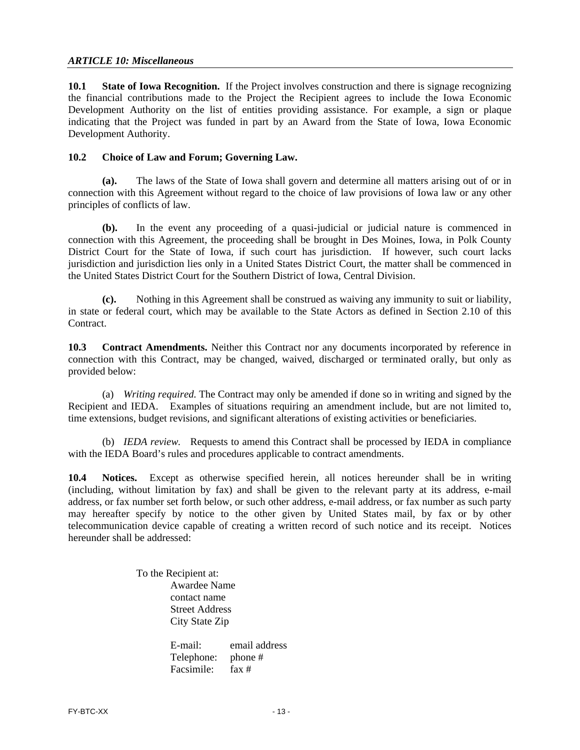### *ARTICLE 10: Miscellaneous*

**10.1 State of Iowa Recognition.** If the Project involves construction and there is signage recognizing the financial contributions made to the Project the Recipient agrees to include the Iowa Economic Development Authority on the list of entities providing assistance. For example, a sign or plaque indicating that the Project was funded in part by an Award from the State of Iowa, Iowa Economic Development Authority.

**10.2 Choice of Law and Forum; Governing Law.**

**(a).** The laws of the State of Iowa shall govern and determine all matters arising out of or in connection with this Agreement without regard to the choice of law provisions of Iowa law or any other principles of conflicts of law.

**(b).** In the event any proceeding of a quasi-judicial or judicial nature is commenced in connection with this Agreement, the proceeding shall be brought in Des Moines, Iowa, in Polk County District Court for the State of Iowa, if such court has jurisdiction. If however, such court lacks jurisdiction and jurisdiction lies only in a United States District Court, the matter shall be commenced in the United States District Court for the Southern District of Iowa, Central Division.

**(c).** Nothing in this Agreement shall be construed as waiving any immunity to suit or liability, in state or federal court, which may be available to the State Actors as defined in Section 2.10 of this Contract.

**10.3 Contract Amendments.** Neither this Contract nor any documents incorporated by reference in connection with this Contract, may be changed, waived, discharged or terminated orally, but only as provided below:

(a) *Writing required.* The Contract may only be amended if done so in writing and signed by the Recipient and IEDA. Examples of situations requiring an amendment include, but are not limited to, time extensions, budget revisions, and significant alterations of existing activities or beneficiaries.

(b) *IEDA review.* Requests to amend this Contract shall be processed by IEDA in compliance with the IEDA Board's rules and procedures applicable to contract amendments.

**10.4 Notices.** Except as otherwise specified herein, all notices hereunder shall be in writing (including, without limitation by fax) and shall be given to the relevant party at its address, e-mail address, or fax number set forth below, or such other address, e-mail address, or fax number as such party may hereafter specify by notice to the other given by United States mail, by fax or by other telecommunication device capable of creating a written record of such notice and its receipt. Notices hereunder shall be addressed:

To the Recipient at:
Awardee Name
contact name
Street Address
City State Zip

E-mail: email address
Telephone: phone #
Facsimile: fax #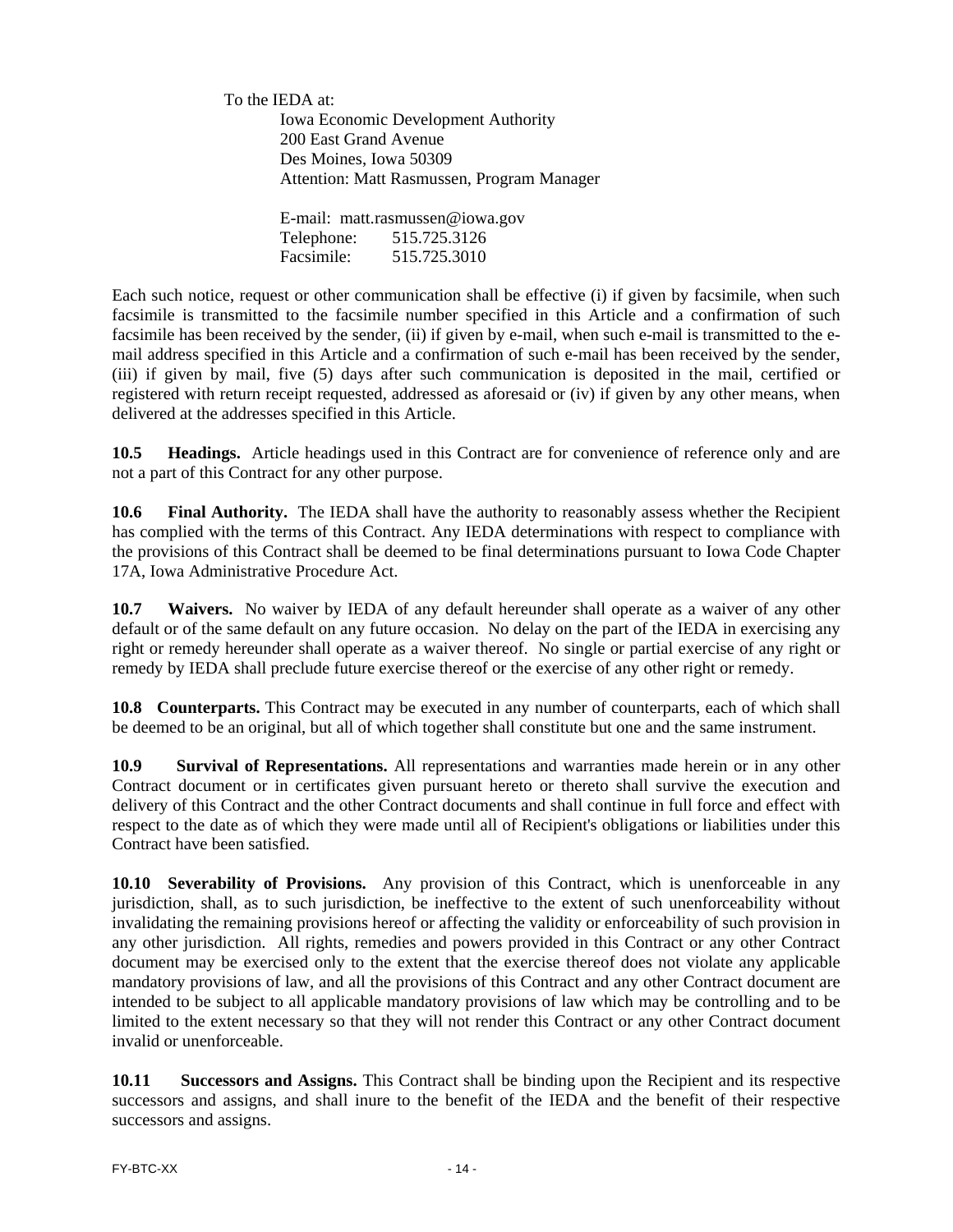To the IEDA at:

Iowa Economic Development Authority
200 East Grand Avenue
Des Moines, Iowa 50309
Attention: Matt Rasmussen, Program Manager

E-mail: matt.rasmussen@iowa.gov
Telephone: 515.725.3126
Facsimile: 515.725.3010

Each such notice, request or other communication shall be effective (i) if given by facsimile, when such facsimile is transmitted to the facsimile number specified in this Article and a confirmation of such facsimile has been received by the sender, (ii) if given by e-mail, when such e-mail is transmitted to the e-mail address specified in this Article and a confirmation of such e-mail has been received by the sender, (iii) if given by mail, five (5) days after such communication is deposited in the mail, certified or registered with return receipt requested, addressed as aforesaid or (iv) if given by any other means, when delivered at the addresses specified in this Article.

**10.5 Headings.** Article headings used in this Contract are for convenience of reference only and are not a part of this Contract for any other purpose.

**10.6 Final Authority.** The IEDA shall have the authority to reasonably assess whether the Recipient has complied with the terms of this Contract. Any IEDA determinations with respect to compliance with the provisions of this Contract shall be deemed to be final determinations pursuant to Iowa Code Chapter 17A, Iowa Administrative Procedure Act.

**10.7 Waivers.** No waiver by IEDA of any default hereunder shall operate as a waiver of any other default or of the same default on any future occasion. No delay on the part of the IEDA in exercising any right or remedy hereunder shall operate as a waiver thereof. No single or partial exercise of any right or remedy by IEDA shall preclude future exercise thereof or the exercise of any other right or remedy.

**10.8 Counterparts.** This Contract may be executed in any number of counterparts, each of which shall be deemed to be an original, but all of which together shall constitute but one and the same instrument.

**10.9 Survival of Representations.** All representations and warranties made herein or in any other Contract document or in certificates given pursuant hereto or thereto shall survive the execution and delivery of this Contract and the other Contract documents and shall continue in full force and effect with respect to the date as of which they were made until all of Recipient's obligations or liabilities under this Contract have been satisfied.

**10.10 Severability of Provisions.** Any provision of this Contract, which is unenforceable in any jurisdiction, shall, as to such jurisdiction, be ineffective to the extent of such unenforceability without invalidating the remaining provisions hereof or affecting the validity or enforceability of such provision in any other jurisdiction. All rights, remedies and powers provided in this Contract or any other Contract document may be exercised only to the extent that the exercise thereof does not violate any applicable mandatory provisions of law, and all the provisions of this Contract and any other Contract document are intended to be subject to all applicable mandatory provisions of law which may be controlling and to be limited to the extent necessary so that they will not render this Contract or any other Contract document invalid or unenforceable.

**10.11 Successors and Assigns.** This Contract shall be binding upon the Recipient and its respective successors and assigns, and shall inure to the benefit of the IEDA and the benefit of their respective successors and assigns.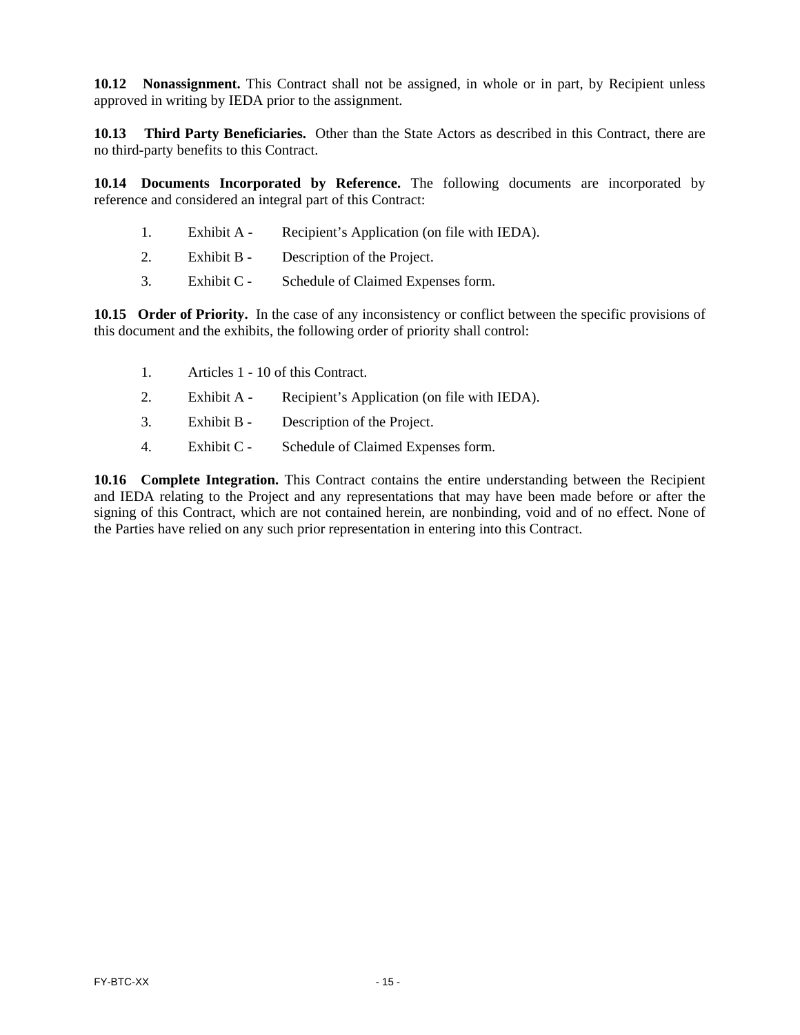**10.12 Nonassignment.** This Contract shall not be assigned, in whole or in part, by Recipient unless approved in writing by IEDA prior to the assignment.

**10.13 Third Party Beneficiaries.** Other than the State Actors as described in this Contract, there are no third-party benefits to this Contract.

**10.14 Documents Incorporated by Reference.** The following documents are incorporated by reference and considered an integral part of this Contract:

1. Exhibit A - Recipient's Application (on file with IEDA).
2. Exhibit B - Description of the Project.
3. Exhibit C - Schedule of Claimed Expenses form.

**10.15 Order of Priority.** In the case of any inconsistency or conflict between the specific provisions of this document and the exhibits, the following order of priority shall control:

1. Articles 1 - 10 of this Contract.
2. Exhibit A - Recipient's Application (on file with IEDA).
3. Exhibit B - Description of the Project.
4. Exhibit C - Schedule of Claimed Expenses form.

**10.16 Complete Integration.** This Contract contains the entire understanding between the Recipient and IEDA relating to the Project and any representations that may have been made before or after the signing of this Contract, which are not contained herein, are nonbinding, void and of no effect. None of the Parties have relied on any such prior representation in entering into this Contract.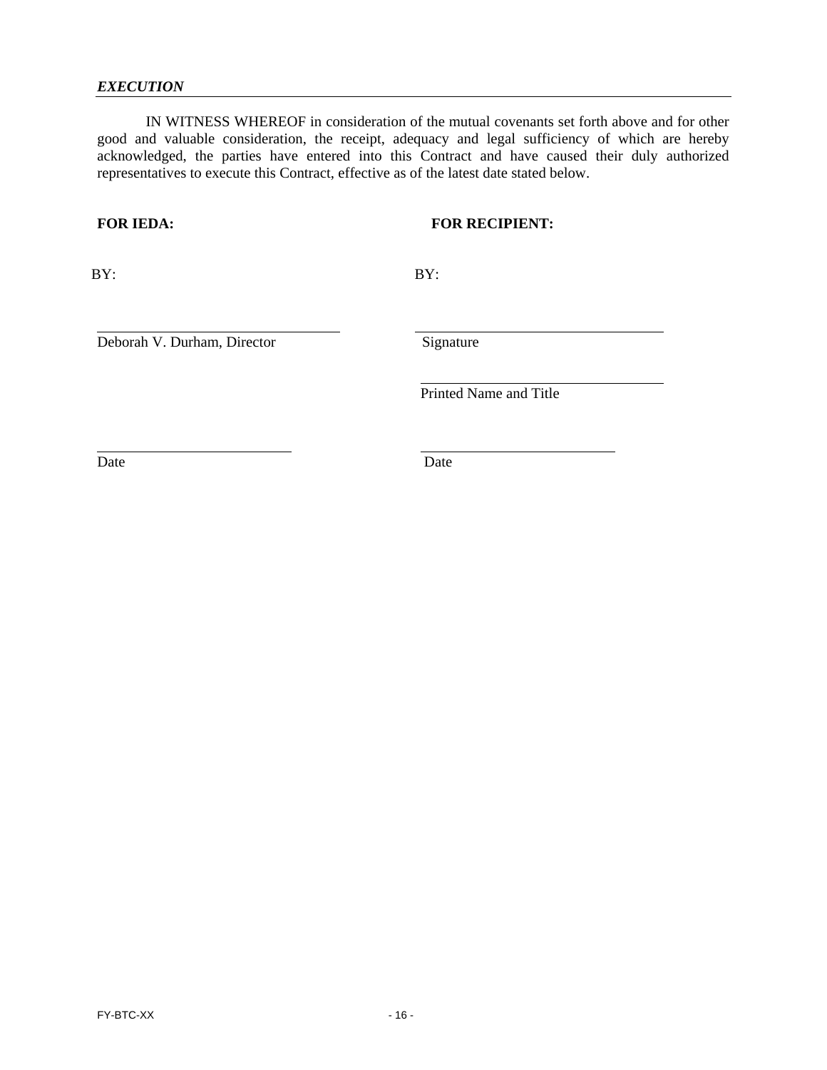***EXECUTION***

IN WITNESS WHEREOF in consideration of the mutual covenants set forth above and for other good and valuable consideration, the receipt, adequacy and legal sufficiency of which are hereby acknowledged, the parties have entered into this Contract and have caused their duly authorized representatives to execute this Contract, effective as of the latest date stated below.

| **FOR IEDA:** | **FOR RECIPIENT:** |
|---|---|
| BY: | BY: |
| ______________________________ | ______________________________ |
| Deborah V. Durham, Director | Signature |
| | ______________________________ |
| | Printed Name and Title |
| ______________________________ | ______________________________ |
| Date | Date |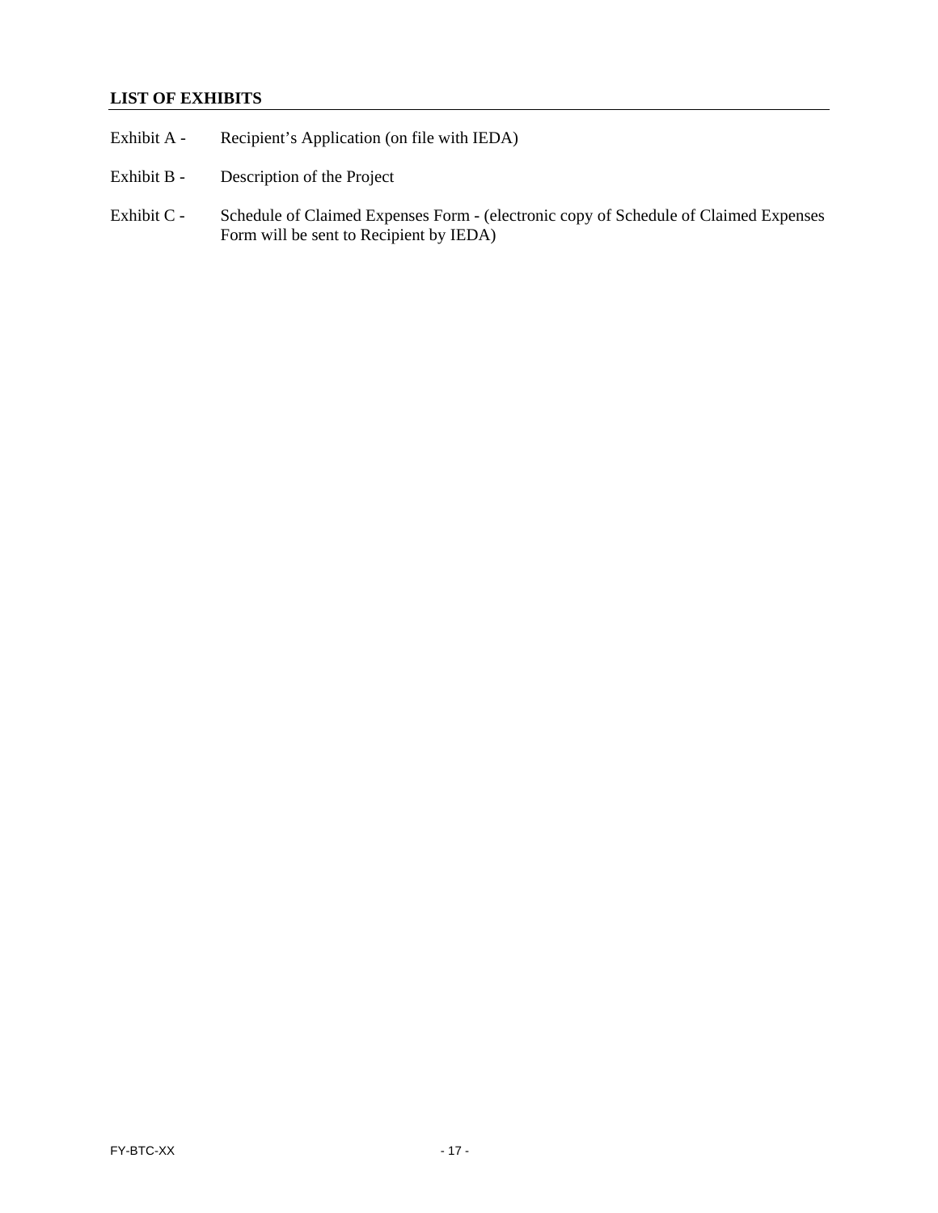## LIST OF EXHIBITS

Exhibit A - Recipient's Application (on file with IEDA)

Exhibit B - Description of the Project

Exhibit C - Schedule of Claimed Expenses Form - (electronic copy of Schedule of Claimed Expenses Form will be sent to Recipient by IEDA)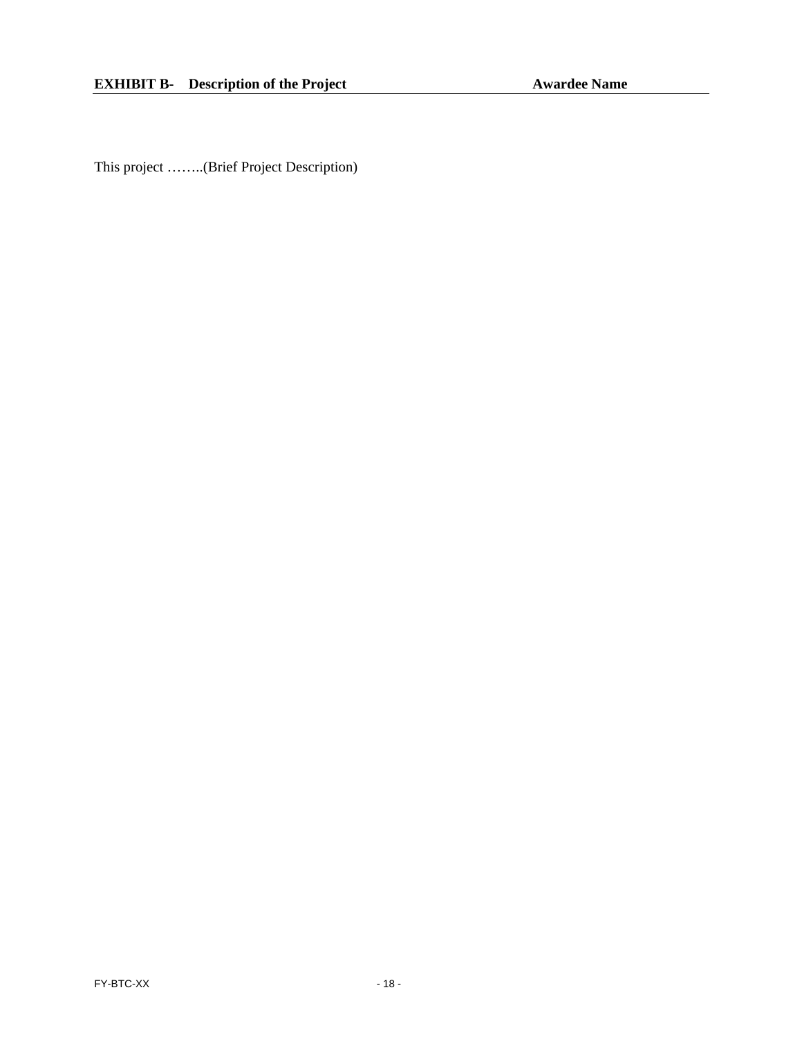**EXHIBIT B- Description of the Project** **Awardee Name**

This project ……..(Brief Project Description)